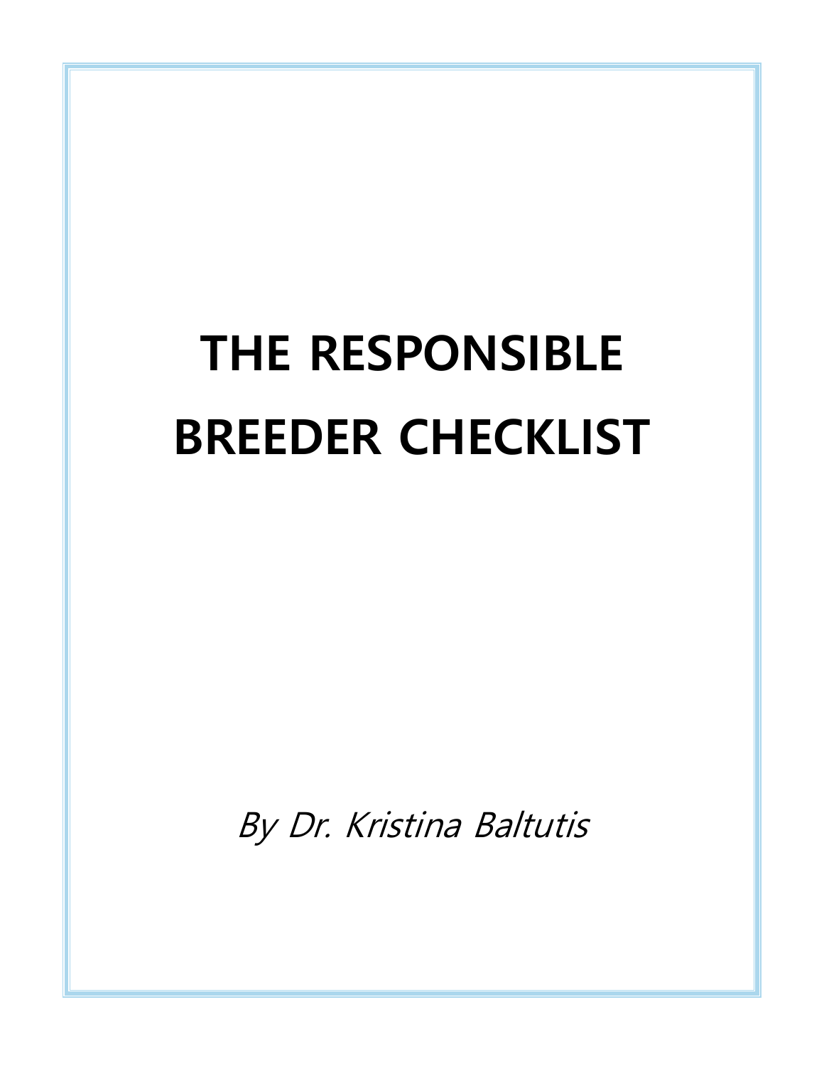# THE RESPONSIBLE BREEDER CHECKLIST

*By Dr. Kristina Baltutis*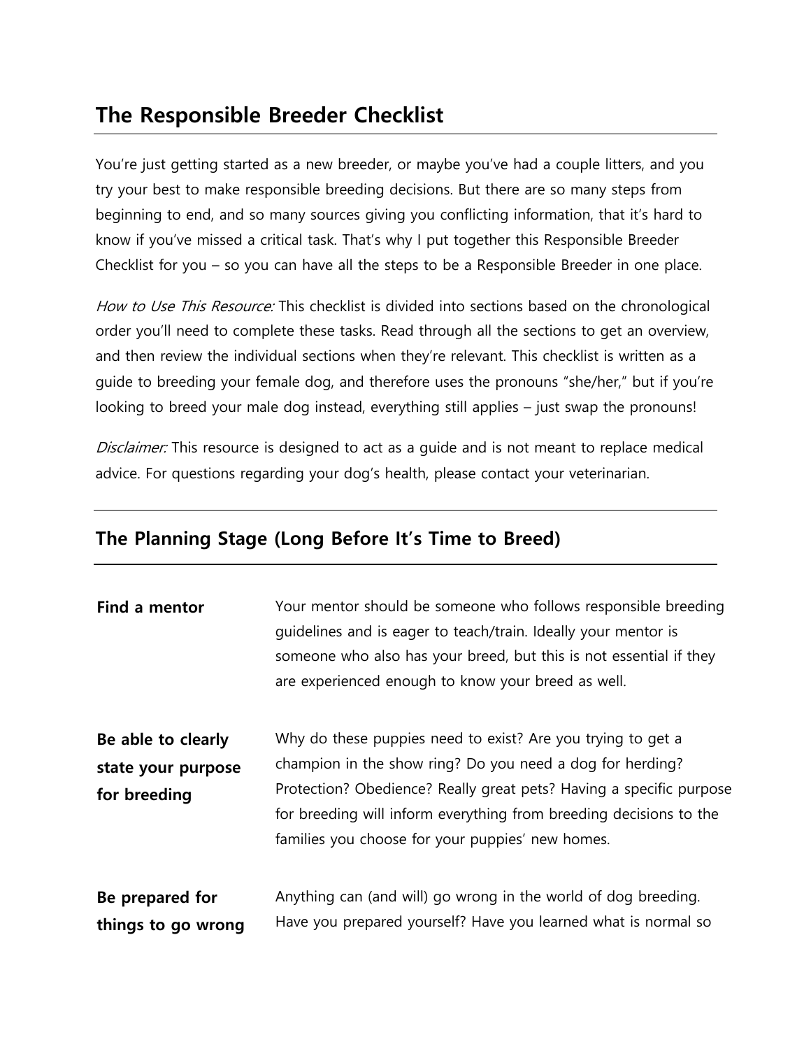# The Responsible Breeder Checklist

You're just getting started as a new breeder, or maybe you've had a couple litters, and you try your best to make responsible breeding decisions. But there are so many steps from beginning to end, and so many sources giving you conflicting information, that it's hard to know if you've missed a critical task. That's why I put together this Responsible Breeder Checklist for you – so you can have all the steps to be a Responsible Breeder in one place.

*How to Use This Resource:* This checklist is divided into sections based on the chronological order you'll need to complete these tasks. Read through all the sections to get an overview, and then review the individual sections when they're relevant. This checklist is written as a guide to breeding your female dog, and therefore uses the pronouns "she/her," but if you're looking to breed your male dog instead, everything still applies – just swap the pronouns!

*Disclaimer:* This resource is designed to act as a guide and is not meant to replace medical advice. For questions regarding your dog's health, please contact your veterinarian.

---

## The Planning Stage (Long Before It's Time to Breed)

| | |
|---|---|
| **Find a mentor** | Your mentor should be someone who follows responsible breeding guidelines and is eager to teach/train. Ideally your mentor is someone who also has your breed, but this is not essential if they are experienced enough to know your breed as well. |
| **Be able to clearly state your purpose for breeding** | Why do these puppies need to exist? Are you trying to get a champion in the show ring? Do you need a dog for herding? Protection? Obedience? Really great pets? Having a specific purpose for breeding will inform everything from breeding decisions to the families you choose for your puppies' new homes. |
| **Be prepared for things to go wrong** | Anything can (and will) go wrong in the world of dog breeding. Have you prepared yourself? Have you learned what is normal so |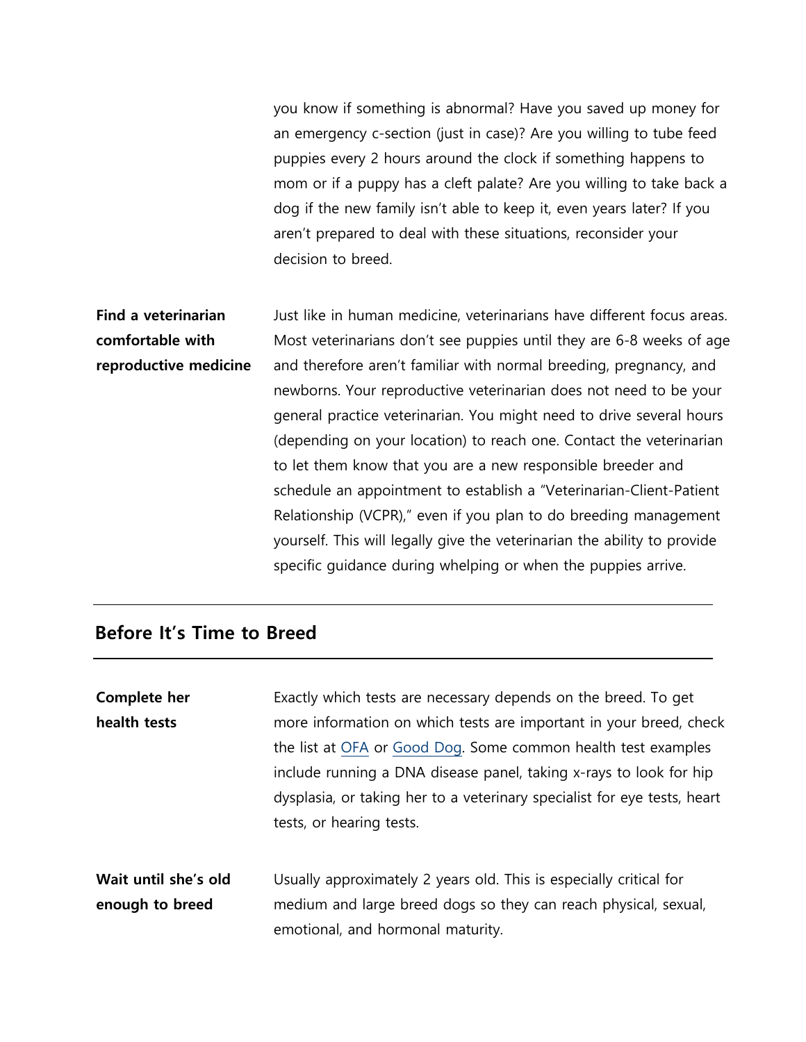you know if something is abnormal? Have you saved up money for an emergency c-section (just in case)? Are you willing to tube feed puppies every 2 hours around the clock if something happens to mom or if a puppy has a cleft palate? Are you willing to take back a dog if the new family isn't able to keep it, even years later? If you aren't prepared to deal with these situations, reconsider your decision to breed.

**Find a veterinarian comfortable with reproductive medicine**

Just like in human medicine, veterinarians have different focus areas. Most veterinarians don't see puppies until they are 6-8 weeks of age and therefore aren't familiar with normal breeding, pregnancy, and newborns. Your reproductive veterinarian does not need to be your general practice veterinarian. You might need to drive several hours (depending on your location) to reach one. Contact the veterinarian to let them know that you are a new responsible breeder and schedule an appointment to establish a "Veterinarian-Client-Patient Relationship (VCPR)," even if you plan to do breeding management yourself. This will legally give the veterinarian the ability to provide specific guidance during whelping or when the puppies arrive.

## Before It's Time to Breed

**Complete her health tests**

Exactly which tests are necessary depends on the breed. To get more information on which tests are important in your breed, check the list at OFA or Good Dog. Some common health test examples include running a DNA disease panel, taking x-rays to look for hip dysplasia, or taking her to a veterinary specialist for eye tests, heart tests, or hearing tests.

**Wait until she's old enough to breed**

Usually approximately 2 years old. This is especially critical for medium and large breed dogs so they can reach physical, sexual, emotional, and hormonal maturity.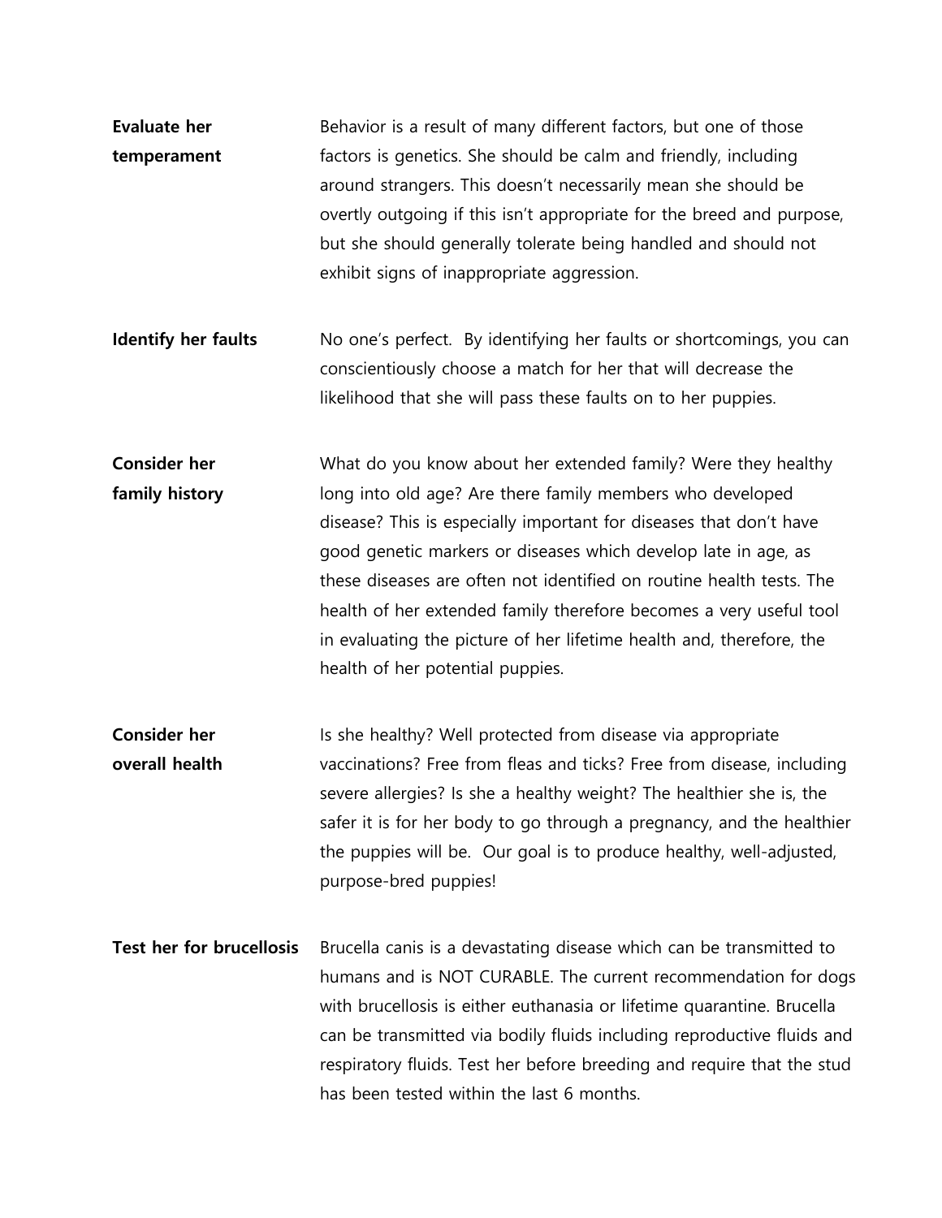**Evaluate her temperament**

Behavior is a result of many different factors, but one of those factors is genetics. She should be calm and friendly, including around strangers. This doesn't necessarily mean she should be overtly outgoing if this isn't appropriate for the breed and purpose, but she should generally tolerate being handled and should not exhibit signs of inappropriate aggression.

**Identify her faults**

No one's perfect. By identifying her faults or shortcomings, you can conscientiously choose a match for her that will decrease the likelihood that she will pass these faults on to her puppies.

**Consider her family history**

What do you know about her extended family? Were they healthy long into old age? Are there family members who developed disease? This is especially important for diseases that don't have good genetic markers or diseases which develop late in age, as these diseases are often not identified on routine health tests. The health of her extended family therefore becomes a very useful tool in evaluating the picture of her lifetime health and, therefore, the health of her potential puppies.

**Consider her overall health**

Is she healthy? Well protected from disease via appropriate vaccinations? Free from fleas and ticks? Free from disease, including severe allergies? Is she a healthy weight? The healthier she is, the safer it is for her body to go through a pregnancy, and the healthier the puppies will be. Our goal is to produce healthy, well-adjusted, purpose-bred puppies!

**Test her for brucellosis**

Brucella canis is a devastating disease which can be transmitted to humans and is NOT CURABLE. The current recommendation for dogs with brucellosis is either euthanasia or lifetime quarantine. Brucella can be transmitted via bodily fluids including reproductive fluids and respiratory fluids. Test her before breeding and require that the stud has been tested within the last 6 months.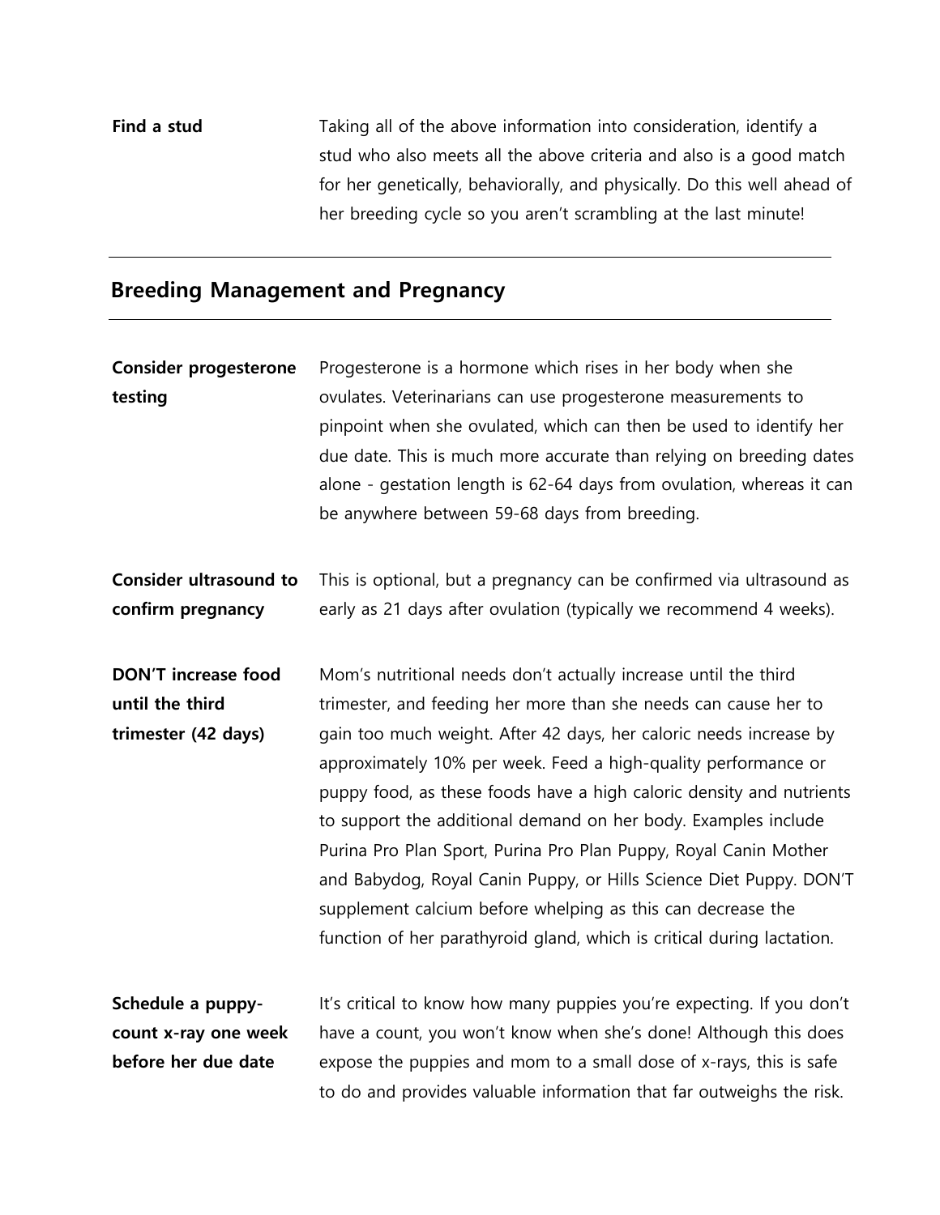**Find a stud** — Taking all of the above information into consideration, identify a stud who also meets all the above criteria and also is a good match for her genetically, behaviorally, and physically. Do this well ahead of her breeding cycle so you aren't scrambling at the last minute!

---

## Breeding Management and Pregnancy

---

**Consider progesterone testing** — Progesterone is a hormone which rises in her body when she ovulates. Veterinarians can use progesterone measurements to pinpoint when she ovulated, which can then be used to identify her due date. This is much more accurate than relying on breeding dates alone - gestation length is 62-64 days from ovulation, whereas it can be anywhere between 59-68 days from breeding.

**Consider ultrasound to confirm pregnancy** — This is optional, but a pregnancy can be confirmed via ultrasound as early as 21 days after ovulation (typically we recommend 4 weeks).

**DON'T increase food until the third trimester (42 days)** — Mom's nutritional needs don't actually increase until the third trimester, and feeding her more than she needs can cause her to gain too much weight. After 42 days, her caloric needs increase by approximately 10% per week. Feed a high-quality performance or puppy food, as these foods have a high caloric density and nutrients to support the additional demand on her body. Examples include Purina Pro Plan Sport, Purina Pro Plan Puppy, Royal Canin Mother and Babydog, Royal Canin Puppy, or Hills Science Diet Puppy. DON'T supplement calcium before whelping as this can decrease the function of her parathyroid gland, which is critical during lactation.

**Schedule a puppy-count x-ray one week before her due date** — It's critical to know how many puppies you're expecting. If you don't have a count, you won't know when she's done! Although this does expose the puppies and mom to a small dose of x-rays, this is safe to do and provides valuable information that far outweighs the risk.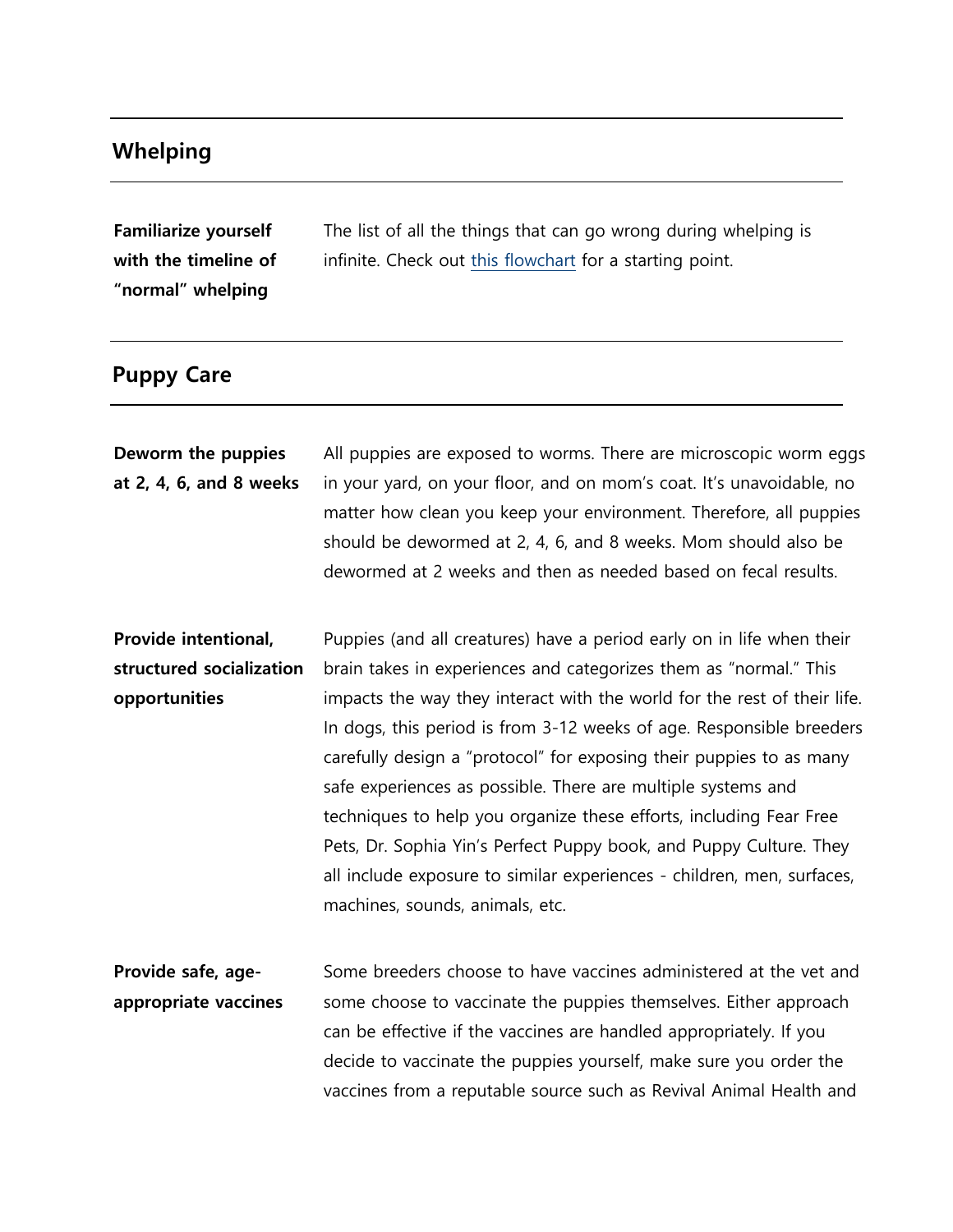## Whelping

**Familiarize yourself with the timeline of "normal" whelping**

The list of all the things that can go wrong during whelping is infinite. Check out [this flowchart]() for a starting point.

## Puppy Care

**Deworm the puppies at 2, 4, 6, and 8 weeks**

All puppies are exposed to worms. There are microscopic worm eggs in your yard, on your floor, and on mom's coat. It's unavoidable, no matter how clean you keep your environment. Therefore, all puppies should be dewormed at 2, 4, 6, and 8 weeks. Mom should also be dewormed at 2 weeks and then as needed based on fecal results.

**Provide intentional, structured socialization opportunities**

Puppies (and all creatures) have a period early on in life when their brain takes in experiences and categorizes them as "normal." This impacts the way they interact with the world for the rest of their life. In dogs, this period is from 3-12 weeks of age. Responsible breeders carefully design a "protocol" for exposing their puppies to as many safe experiences as possible. There are multiple systems and techniques to help you organize these efforts, including Fear Free Pets, Dr. Sophia Yin's Perfect Puppy book, and Puppy Culture. They all include exposure to similar experiences - children, men, surfaces, machines, sounds, animals, etc.

**Provide safe, age-appropriate vaccines**

Some breeders choose to have vaccines administered at the vet and some choose to vaccinate the puppies themselves. Either approach can be effective if the vaccines are handled appropriately. If you decide to vaccinate the puppies yourself, make sure you order the vaccines from a reputable source such as Revival Animal Health and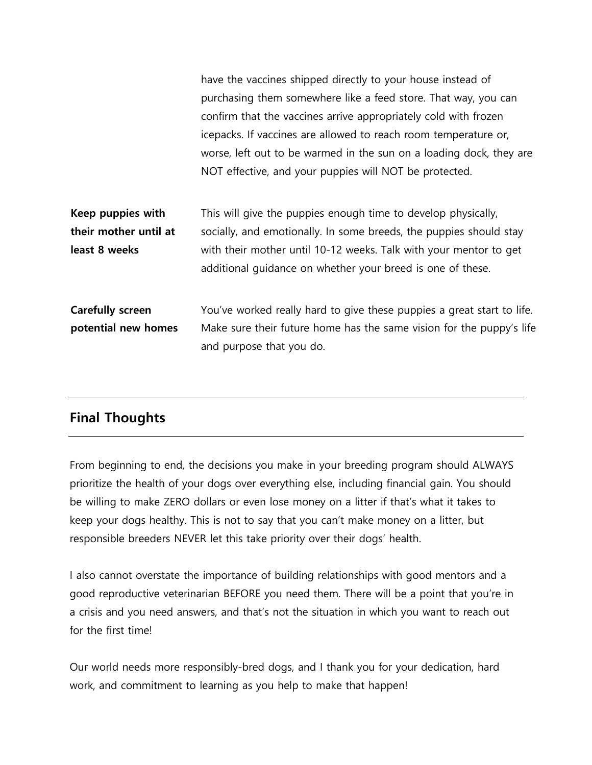| | |
|---|---|
| | have the vaccines shipped directly to your house instead of purchasing them somewhere like a feed store. That way, you can confirm that the vaccines arrive appropriately cold with frozen icepacks. If vaccines are allowed to reach room temperature or, worse, left out to be warmed in the sun on a loading dock, they are NOT effective, and your puppies will NOT be protected. |
| **Keep puppies with their mother until at least 8 weeks** | This will give the puppies enough time to develop physically, socially, and emotionally. In some breeds, the puppies should stay with their mother until 10-12 weeks. Talk with your mentor to get additional guidance on whether your breed is one of these. |
| **Carefully screen potential new homes** | You've worked really hard to give these puppies a great start to life. Make sure their future home has the same vision for the puppy's life and purpose that you do. |

## Final Thoughts

From beginning to end, the decisions you make in your breeding program should ALWAYS prioritize the health of your dogs over everything else, including financial gain. You should be willing to make ZERO dollars or even lose money on a litter if that's what it takes to keep your dogs healthy. This is not to say that you can't make money on a litter, but responsible breeders NEVER let this take priority over their dogs' health.

I also cannot overstate the importance of building relationships with good mentors and a good reproductive veterinarian BEFORE you need them. There will be a point that you're in a crisis and you need answers, and that's not the situation in which you want to reach out for the first time!

Our world needs more responsibly-bred dogs, and I thank you for your dedication, hard work, and commitment to learning as you help to make that happen!